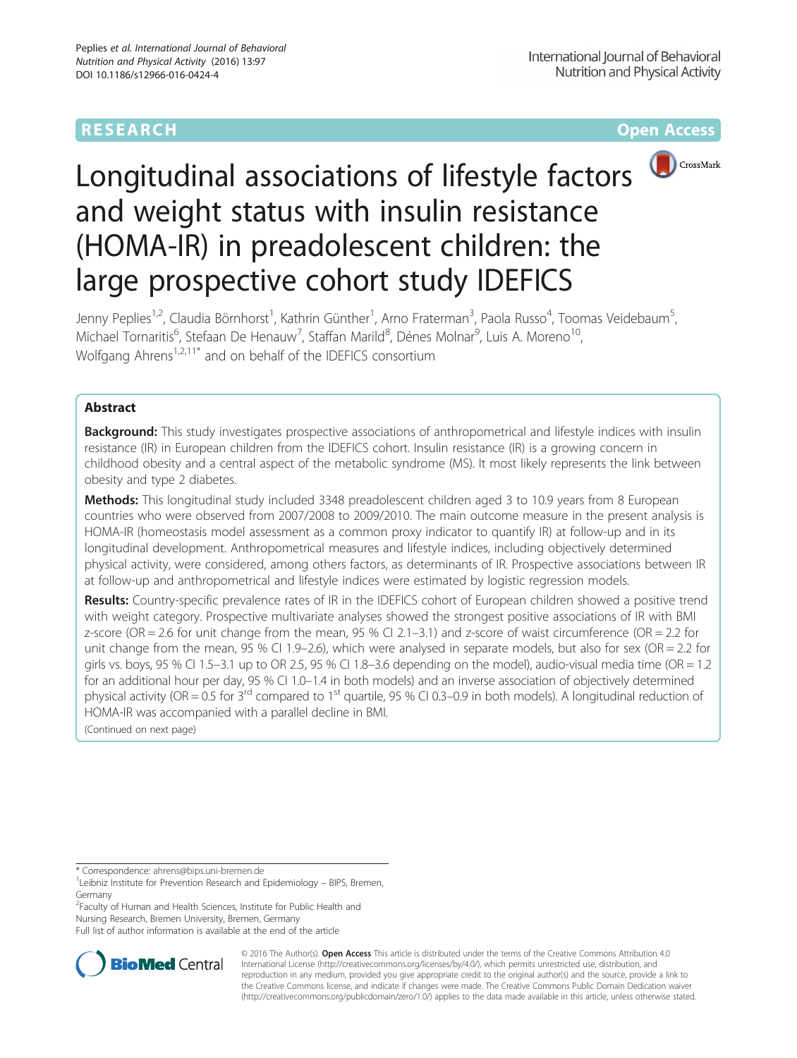RESEARCH Open Access

# Longitudinal associations of lifestyle factors and weight status with insulin resistance (HOMA-IR) in preadolescent children: the large prospective cohort study IDEFICS

Jenny Peplies[1,2], Claudia Börnhorst[1], Kathrin Günther[1], Arno Fraterman[3], Paola Russo[4], Toomas Veidebaum[5], Michael Tornaritis[6], Stefaan De Henauw[7], Staffan Marild[8], Dénes Molnar[9], Luis A. Moreno[10], Wolfgang Ahrens[1,2,11*] and on behalf of the IDEFICS consortium

## Abstract

**Background:** This study investigates prospective associations of anthropometrical and lifestyle indices with insulin resistance (IR) in European children from the IDEFICS cohort. Insulin resistance (IR) is a growing concern in childhood obesity and a central aspect of the metabolic syndrome (MS). It most likely represents the link between obesity and type 2 diabetes.

**Methods:** This longitudinal study included 3348 preadolescent children aged 3 to 10.9 years from 8 European countries who were observed from 2007/2008 to 2009/2010. The main outcome measure in the present analysis is HOMA-IR (homeostasis model assessment as a common proxy indicator to quantify IR) at follow-up and in its longitudinal development. Anthropometrical measures and lifestyle indices, including objectively determined physical activity, were considered, among others factors, as determinants of IR. Prospective associations between IR at follow-up and anthropometrical and lifestyle indices were estimated by logistic regression models.

**Results:** Country-specific prevalence rates of IR in the IDEFICS cohort of European children showed a positive trend with weight category. Prospective multivariate analyses showed the strongest positive associations of IR with BMI z-score (OR = 2.6 for unit change from the mean, 95 % CI 2.1–3.1) and z-score of waist circumference (OR = 2.2 for unit change from the mean, 95 % CI 1.9–2.6), which were analysed in separate models, but also for sex (OR = 2.2 for girls vs. boys, 95 % CI 1.5–3.1 up to OR 2.5, 95 % CI 1.8–3.6 depending on the model), audio-visual media time (OR = 1.2 for an additional hour per day, 95 % CI 1.0–1.4 in both models) and an inverse association of objectively determined physical activity (OR = 0.5 for 3rd compared to 1st quartile, 95 % CI 0.3–0.9 in both models). A longitudinal reduction of HOMA-IR was accompanied with a parallel decline in BMI.

(Continued on next page)

* Correspondence: ahrens@bips.uni-bremen.de
[1]Leibniz Institute for Prevention Research and Epidemiology – BIPS, Bremen, Germany
[2]Faculty of Human and Health Sciences, Institute for Public Health and Nursing Research, Bremen University, Bremen, Germany
Full list of author information is available at the end of the article

© 2016 The Author(s). **Open Access** This article is distributed under the terms of the Creative Commons Attribution 4.0 International License (http://creativecommons.org/licenses/by/4.0/), which permits unrestricted use, distribution, and reproduction in any medium, provided you give appropriate credit to the original author(s) and the source, provide a link to the Creative Commons license, and indicate if changes were made. The Creative Commons Public Domain Dedication waiver (http://creativecommons.org/publicdomain/zero/1.0/) applies to the data made available in this article, unless otherwise stated.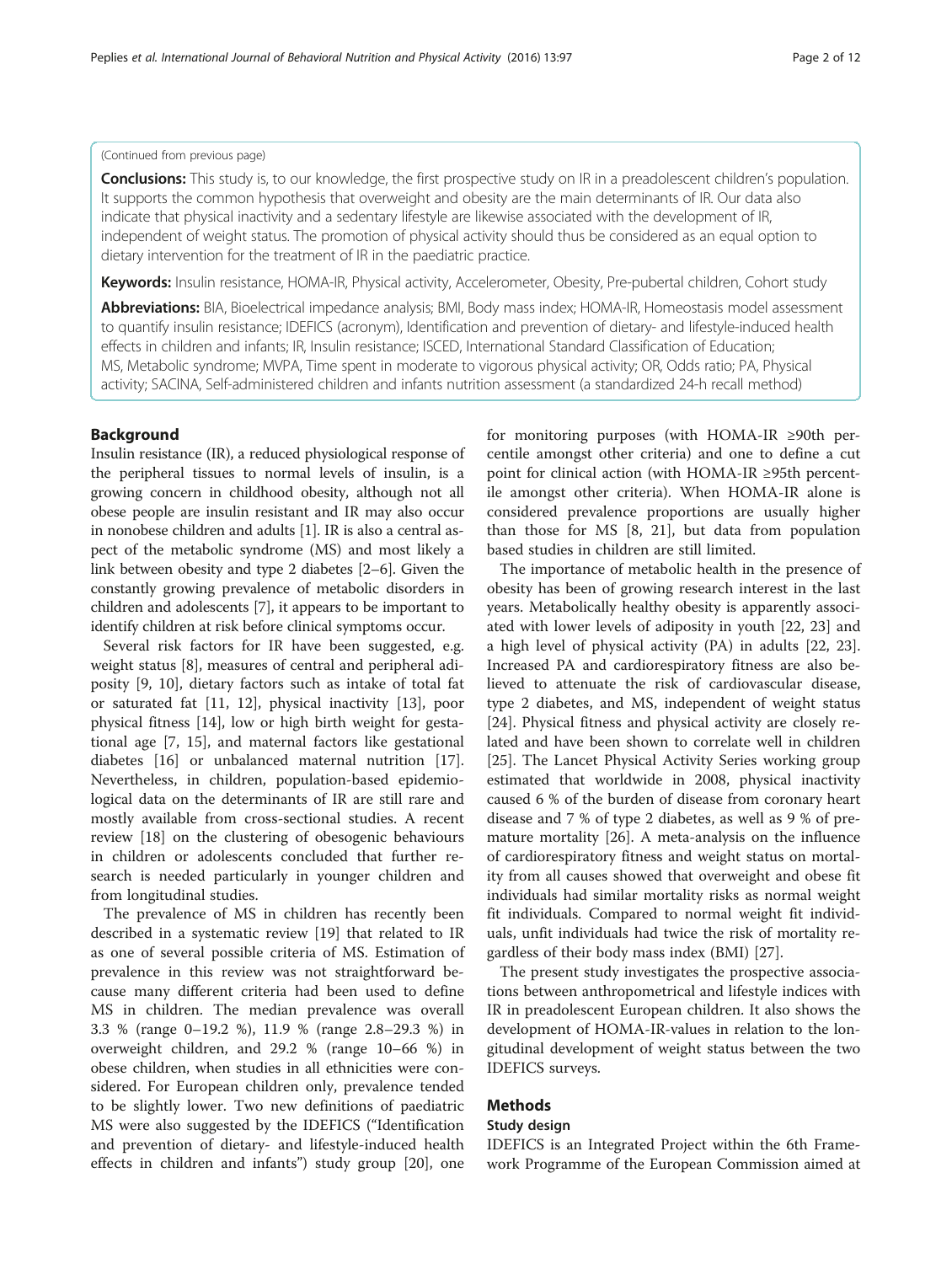(Continued from previous page)

**Conclusions:** This study is, to our knowledge, the first prospective study on IR in a preadolescent children's population. It supports the common hypothesis that overweight and obesity are the main determinants of IR. Our data also indicate that physical inactivity and a sedentary lifestyle are likewise associated with the development of IR, independent of weight status. The promotion of physical activity should thus be considered as an equal option to dietary intervention for the treatment of IR in the paediatric practice.

**Keywords:** Insulin resistance, HOMA-IR, Physical activity, Accelerometer, Obesity, Pre-pubertal children, Cohort study

**Abbreviations:** BIA, Bioelectrical impedance analysis; BMI, Body mass index; HOMA-IR, Homeostasis model assessment to quantify insulin resistance; IDEFICS (acronym), Identification and prevention of dietary- and lifestyle-induced health effects in children and infants; IR, Insulin resistance; ISCED, International Standard Classification of Education; MS, Metabolic syndrome; MVPA, Time spent in moderate to vigorous physical activity; OR, Odds ratio; PA, Physical activity; SACINA, Self-administered children and infants nutrition assessment (a standardized 24-h recall method)

## Background

Insulin resistance (IR), a reduced physiological response of the peripheral tissues to normal levels of insulin, is a growing concern in childhood obesity, although not all obese people are insulin resistant and IR may also occur in nonobese children and adults [1]. IR is also a central aspect of the metabolic syndrome (MS) and most likely a link between obesity and type 2 diabetes [2–6]. Given the constantly growing prevalence of metabolic disorders in children and adolescents [7], it appears to be important to identify children at risk before clinical symptoms occur.

Several risk factors for IR have been suggested, e.g. weight status [8], measures of central and peripheral adiposity [9, 10], dietary factors such as intake of total fat or saturated fat [11, 12], physical inactivity [13], poor physical fitness [14], low or high birth weight for gestational age [7, 15], and maternal factors like gestational diabetes [16] or unbalanced maternal nutrition [17]. Nevertheless, in children, population-based epidemiological data on the determinants of IR are still rare and mostly available from cross-sectional studies. A recent review [18] on the clustering of obesogenic behaviours in children or adolescents concluded that further research is needed particularly in younger children and from longitudinal studies.

The prevalence of MS in children has recently been described in a systematic review [19] that related to IR as one of several possible criteria of MS. Estimation of prevalence in this review was not straightforward because many different criteria had been used to define MS in children. The median prevalence was overall 3.3 % (range 0–19.2 %), 11.9 % (range 2.8–29.3 %) in overweight children, and 29.2 % (range 10–66 %) in obese children, when studies in all ethnicities were considered. For European children only, prevalence tended to be slightly lower. Two new definitions of paediatric MS were also suggested by the IDEFICS ("Identification and prevention of dietary- and lifestyle-induced health effects in children and infants") study group [20], one for monitoring purposes (with HOMA-IR ≥90th percentile amongst other criteria) and one to define a cut point for clinical action (with HOMA-IR ≥95th percentile amongst other criteria). When HOMA-IR alone is considered prevalence proportions are usually higher than those for MS [8, 21], but data from population based studies in children are still limited.

The importance of metabolic health in the presence of obesity has been of growing research interest in the last years. Metabolically healthy obesity is apparently associated with lower levels of adiposity in youth [22, 23] and a high level of physical activity (PA) in adults [22, 23]. Increased PA and cardiorespiratory fitness are also believed to attenuate the risk of cardiovascular disease, type 2 diabetes, and MS, independent of weight status [24]. Physical fitness and physical activity are closely related and have been shown to correlate well in children [25]. The Lancet Physical Activity Series working group estimated that worldwide in 2008, physical inactivity caused 6 % of the burden of disease from coronary heart disease and 7 % of type 2 diabetes, as well as 9 % of premature mortality [26]. A meta-analysis on the influence of cardiorespiratory fitness and weight status on mortality from all causes showed that overweight and obese fit individuals had similar mortality risks as normal weight fit individuals. Compared to normal weight fit individuals, unfit individuals had twice the risk of mortality regardless of their body mass index (BMI) [27].

The present study investigates the prospective associations between anthropometrical and lifestyle indices with IR in preadolescent European children. It also shows the development of HOMA-IR-values in relation to the longitudinal development of weight status between the two IDEFICS surveys.

## Methods

### Study design

IDEFICS is an Integrated Project within the 6th Framework Programme of the European Commission aimed at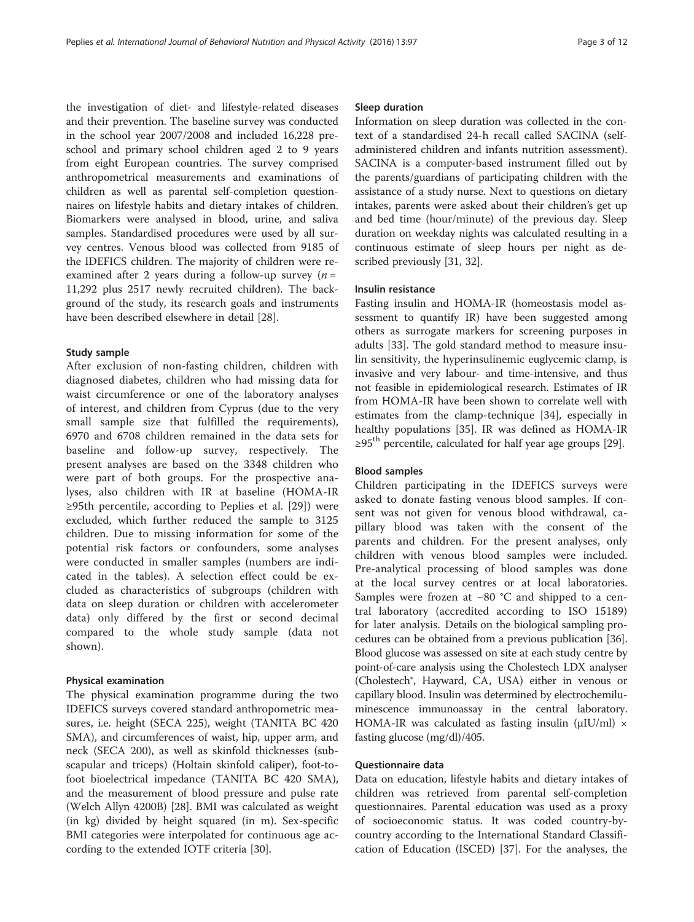the investigation of diet- and lifestyle-related diseases and their prevention. The baseline survey was conducted in the school year 2007/2008 and included 16,228 preschool and primary school children aged 2 to 9 years from eight European countries. The survey comprised anthropometrical measurements and examinations of children as well as parental self-completion questionnaires on lifestyle habits and dietary intakes of children. Biomarkers were analysed in blood, urine, and saliva samples. Standardised procedures were used by all survey centres. Venous blood was collected from 9185 of the IDEFICS children. The majority of children were reexamined after 2 years during a follow-up survey ($n$ = 11,292 plus 2517 newly recruited children). The background of the study, its research goals and instruments have been described elsewhere in detail [28].

### Study sample

After exclusion of non-fasting children, children with diagnosed diabetes, children who had missing data for waist circumference or one of the laboratory analyses of interest, and children from Cyprus (due to the very small sample size that fulfilled the requirements), 6970 and 6708 children remained in the data sets for baseline and follow-up survey, respectively. The present analyses are based on the 3348 children who were part of both groups. For the prospective analyses, also children with IR at baseline (HOMA-IR ≥95th percentile, according to Peplies et al. [29]) were excluded, which further reduced the sample to 3125 children. Due to missing information for some of the potential risk factors or confounders, some analyses were conducted in smaller samples (numbers are indicated in the tables). A selection effect could be excluded as characteristics of subgroups (children with data on sleep duration or children with accelerometer data) only differed by the first or second decimal compared to the whole study sample (data not shown).

### Physical examination

The physical examination programme during the two IDEFICS surveys covered standard anthropometric measures, i.e. height (SECA 225), weight (TANITA BC 420 SMA), and circumferences of waist, hip, upper arm, and neck (SECA 200), as well as skinfold thicknesses (subscapular and triceps) (Holtain skinfold caliper), foot-to-foot bioelectrical impedance (TANITA BC 420 SMA), and the measurement of blood pressure and pulse rate (Welch Allyn 4200B) [28]. BMI was calculated as weight (in kg) divided by height squared (in m). Sex-specific BMI categories were interpolated for continuous age according to the extended IOTF criteria [30].

### Sleep duration

Information on sleep duration was collected in the context of a standardised 24-h recall called SACINA (self-administered children and infants nutrition assessment). SACINA is a computer-based instrument filled out by the parents/guardians of participating children with the assistance of a study nurse. Next to questions on dietary intakes, parents were asked about their children's get up and bed time (hour/minute) of the previous day. Sleep duration on weekday nights was calculated resulting in a continuous estimate of sleep hours per night as described previously [31, 32].

### Insulin resistance

Fasting insulin and HOMA-IR (homeostasis model assessment to quantify IR) have been suggested among others as surrogate markers for screening purposes in adults [33]. The gold standard method to measure insulin sensitivity, the hyperinsulinemic euglycemic clamp, is invasive and very labour- and time-intensive, and thus not feasible in epidemiological research. Estimates of IR from HOMA-IR have been shown to correlate well with estimates from the clamp-technique [34], especially in healthy populations [35]. IR was defined as HOMA-IR $\geq 95^{th}$ percentile, calculated for half year age groups [29].

### Blood samples

Children participating in the IDEFICS surveys were asked to donate fasting venous blood samples. If consent was not given for venous blood withdrawal, capillary blood was taken with the consent of the parents and children. For the present analyses, only children with venous blood samples were included. Pre-analytical processing of blood samples was done at the local survey centres or at local laboratories. Samples were frozen at −80 °C and shipped to a central laboratory (accredited according to ISO 15189) for later analysis. Details on the biological sampling procedures can be obtained from a previous publication [36]. Blood glucose was assessed on site at each study centre by point-of-care analysis using the Cholestech LDX analyser (Cholestech®, Hayward, CA, USA) either in venous or capillary blood. Insulin was determined by electrochemiluminescence immunoassay in the central laboratory. HOMA-IR was calculated as fasting insulin (μIU/ml) × fasting glucose (mg/dl)/405.

### Questionnaire data

Data on education, lifestyle habits and dietary intakes of children was retrieved from parental self-completion questionnaires. Parental education was used as a proxy of socioeconomic status. It was coded country-by-country according to the International Standard Classification of Education (ISCED) [37]. For the analyses, the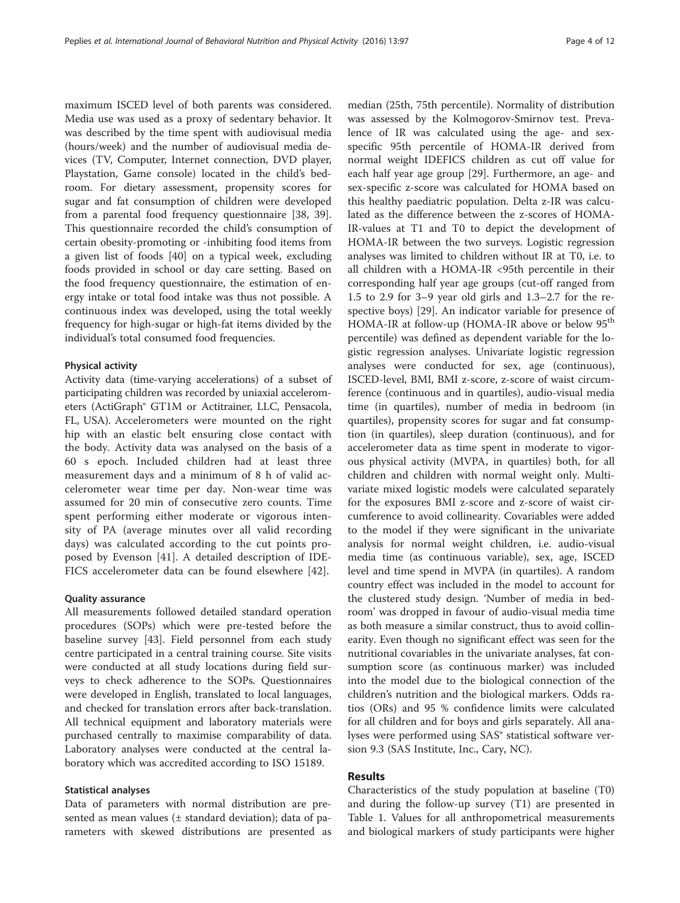maximum ISCED level of both parents was considered. Media use was used as a proxy of sedentary behavior. It was described by the time spent with audiovisual media (hours/week) and the number of audiovisual media devices (TV, Computer, Internet connection, DVD player, Playstation, Game console) located in the child's bedroom. For dietary assessment, propensity scores for sugar and fat consumption of children were developed from a parental food frequency questionnaire [38, 39]. This questionnaire recorded the child's consumption of certain obesity-promoting or -inhibiting food items from a given list of foods [40] on a typical week, excluding foods provided in school or day care setting. Based on the food frequency questionnaire, the estimation of energy intake or total food intake was thus not possible. A continuous index was developed, using the total weekly frequency for high-sugar or high-fat items divided by the individual's total consumed food frequencies.

#### Physical activity

Activity data (time-varying accelerations) of a subset of participating children was recorded by uniaxial accelerometers (ActiGraph® GT1M or Actitrainer, LLC, Pensacola, FL, USA). Accelerometers were mounted on the right hip with an elastic belt ensuring close contact with the body. Activity data was analysed on the basis of a 60 s epoch. Included children had at least three measurement days and a minimum of 8 h of valid accelerometer wear time per day. Non-wear time was assumed for 20 min of consecutive zero counts. Time spent performing either moderate or vigorous intensity of PA (average minutes over all valid recording days) was calculated according to the cut points proposed by Evenson [41]. A detailed description of IDEFICS accelerometer data can be found elsewhere [42].

#### Quality assurance

All measurements followed detailed standard operation procedures (SOPs) which were pre-tested before the baseline survey [43]. Field personnel from each study centre participated in a central training course. Site visits were conducted at all study locations during field surveys to check adherence to the SOPs. Questionnaires were developed in English, translated to local languages, and checked for translation errors after back-translation. All technical equipment and laboratory materials were purchased centrally to maximise comparability of data. Laboratory analyses were conducted at the central laboratory which was accredited according to ISO 15189.

#### Statistical analyses

Data of parameters with normal distribution are presented as mean values (± standard deviation); data of parameters with skewed distributions are presented as median (25th, 75th percentile). Normality of distribution was assessed by the Kolmogorov-Smirnov test. Prevalence of IR was calculated using the age- and sex-specific 95th percentile of HOMA-IR derived from normal weight IDEFICS children as cut off value for each half year age group [29]. Furthermore, an age- and sex-specific z-score was calculated for HOMA based on this healthy paediatric population. Delta z-IR was calculated as the difference between the z-scores of HOMA-IR-values at T1 and T0 to depict the development of HOMA-IR between the two surveys. Logistic regression analyses was limited to children without IR at T0, i.e. to all children with a HOMA-IR <95th percentile in their corresponding half year age groups (cut-off ranged from 1.5 to 2.9 for 3–9 year old girls and 1.3–2.7 for the respective boys) [29]. An indicator variable for presence of HOMA-IR at follow-up (HOMA-IR above or below 95$^{th}$ percentile) was defined as dependent variable for the logistic regression analyses. Univariate logistic regression analyses were conducted for sex, age (continuous), ISCED-level, BMI, BMI z-score, z-score of waist circumference (continuous and in quartiles), audio-visual media time (in quartiles), number of media in bedroom (in quartiles), propensity scores for sugar and fat consumption (in quartiles), sleep duration (continuous), and for accelerometer data as time spent in moderate to vigorous physical activity (MVPA, in quartiles) both, for all children and children with normal weight only. Multivariate mixed logistic models were calculated separately for the exposures BMI z-score and z-score of waist circumference to avoid collinearity. Covariables were added to the model if they were significant in the univariate analysis for normal weight children, i.e. audio-visual media time (as continuous variable), sex, age, ISCED level and time spend in MVPA (in quartiles). A random country effect was included in the model to account for the clustered study design. 'Number of media in bedroom' was dropped in favour of audio-visual media time as both measure a similar construct, thus to avoid collinearity. Even though no significant effect was seen for the nutritional covariables in the univariate analyses, fat consumption score (as continuous marker) was included into the model due to the biological connection of the children's nutrition and the biological markers. Odds ratios (ORs) and 95 % confidence limits were calculated for all children and for boys and girls separately. All analyses were performed using SAS® statistical software version 9.3 (SAS Institute, Inc., Cary, NC).

## Results

Characteristics of the study population at baseline (T0) and during the follow-up survey (T1) are presented in Table 1. Values for all anthropometrical measurements and biological markers of study participants were higher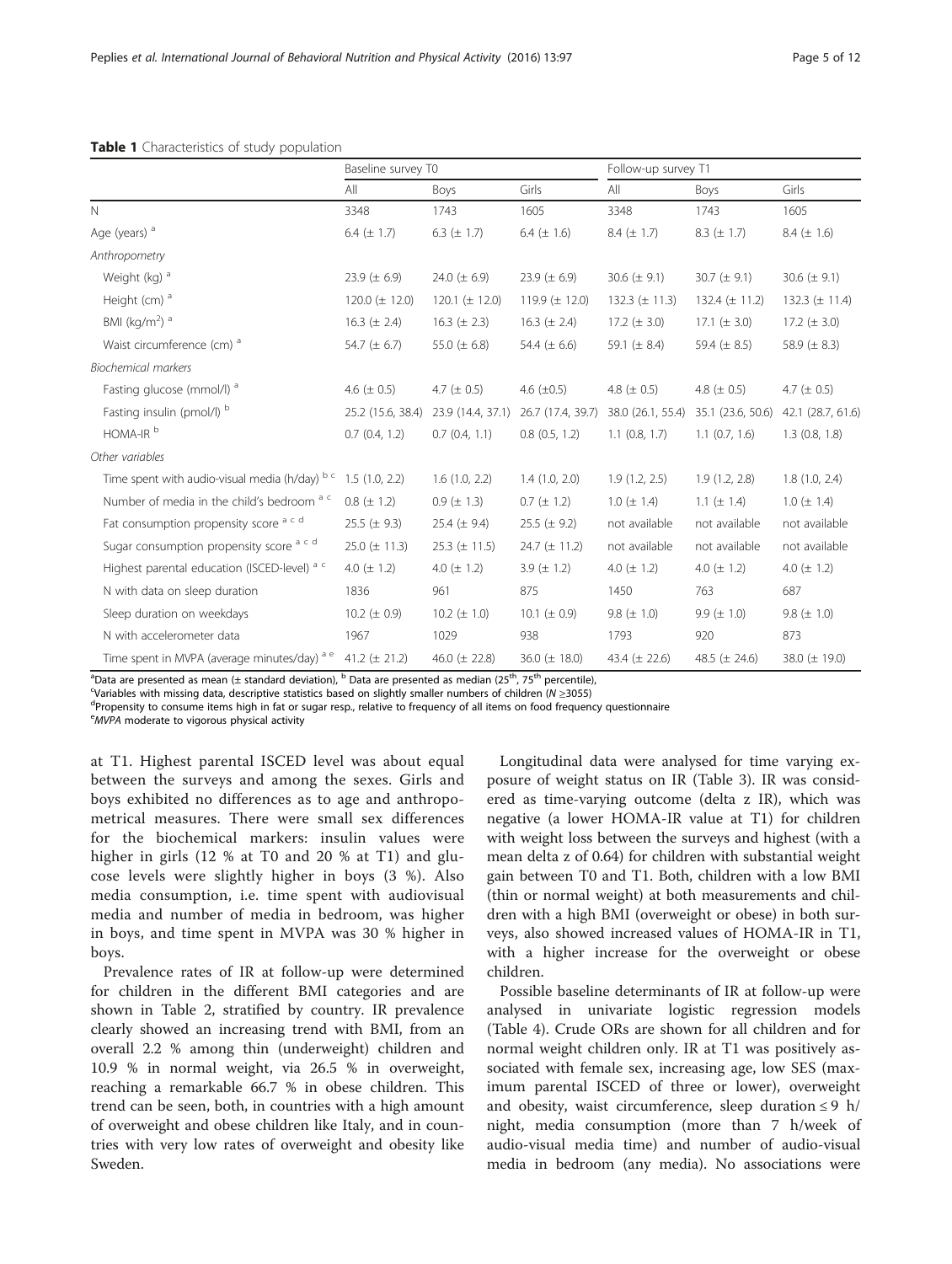**Table 1** Characteristics of study population

| | Baseline survey T0 | | | Follow-up survey T1 | | |
|---|---|---|---|---|---|---|
| | All | Boys | Girls | All | Boys | Girls |
| N | 3348 | 1743 | 1605 | 3348 | 1743 | 1605 |
| Age (years) [a] | 6.4 (± 1.7) | 6.3 (± 1.7) | 6.4 (± 1.6) | 8.4 (± 1.7) | 8.3 (± 1.7) | 8.4 (± 1.6) |
| *Anthropometry* | | | | | | |
| Weight (kg) [a] | 23.9 (± 6.9) | 24.0 (± 6.9) | 23.9 (± 6.9) | 30.6 (± 9.1) | 30.7 (± 9.1) | 30.6 (± 9.1) |
| Height (cm) [a] | 120.0 (± 12.0) | 120.1 (± 12.0) | 119.9 (± 12.0) | 132.3 (± 11.3) | 132.4 (± 11.2) | 132.3 (± 11.4) |
| BMI (kg/m$^2$) [a] | 16.3 (± 2.4) | 16.3 (± 2.3) | 16.3 (± 2.4) | 17.2 (± 3.0) | 17.1 (± 3.0) | 17.2 (± 3.0) |
| Waist circumference (cm) [a] | 54.7 (± 6.7) | 55.0 (± 6.8) | 54.4 (± 6.6) | 59.1 (± 8.4) | 59.4 (± 8.5) | 58.9 (± 8.3) |
| *Biochemical markers* | | | | | | |
| Fasting glucose (mmol/l) [a] | 4.6 (± 0.5) | 4.7 (± 0.5) | 4.6 (±0.5) | 4.8 (± 0.5) | 4.8 (± 0.5) | 4.7 (± 0.5) |
| Fasting insulin (pmol/l) [b] | 25.2 (15.6, 38.4) | 23.9 (14.4, 37.1) | 26.7 (17.4, 39.7) | 38.0 (26.1, 55.4) | 35.1 (23.6, 50.6) | 42.1 (28.7, 61.6) |
| HOMA-IR [b] | 0.7 (0.4, 1.2) | 0.7 (0.4, 1.1) | 0.8 (0.5, 1.2) | 1.1 (0.8, 1.7) | 1.1 (0.7, 1.6) | 1.3 (0.8, 1.8) |
| *Other variables* | | | | | | |
| Time spent with audio-visual media (h/day) [b c] | 1.5 (1.0, 2.2) | 1.6 (1.0, 2.2) | 1.4 (1.0, 2.0) | 1.9 (1.2, 2.5) | 1.9 (1.2, 2.8) | 1.8 (1.0, 2.4) |
| Number of media in the child's bedroom [a c] | 0.8 (± 1.2) | 0.9 (± 1.3) | 0.7 (± 1.2) | 1.0 (± 1.4) | 1.1 (± 1.4) | 1.0 (± 1.4) |
| Fat consumption propensity score [a c d] | 25.5 (± 9.3) | 25.4 (± 9.4) | 25.5 (± 9.2) | not available | not available | not available |
| Sugar consumption propensity score [a c d] | 25.0 (± 11.3) | 25.3 (± 11.5) | 24.7 (± 11.2) | not available | not available | not available |
| Highest parental education (ISCED-level) [a c] | 4.0 (± 1.2) | 4.0 (± 1.2) | 3.9 (± 1.2) | 4.0 (± 1.2) | 4.0 (± 1.2) | 4.0 (± 1.2) |
| N with data on sleep duration | 1836 | 961 | 875 | 1450 | 763 | 687 |
| Sleep duration on weekdays | 10.2 (± 0.9) | 10.2 (± 1.0) | 10.1 (± 0.9) | 9.8 (± 1.0) | 9.9 (± 1.0) | 9.8 (± 1.0) |
| N with accelerometer data | 1967 | 1029 | 938 | 1793 | 920 | 873 |
| Time spent in MVPA (average minutes/day) [a e] | 41.2 (± 21.2) | 46.0 (± 22.8) | 36.0 (± 18.0) | 43.4 (± 22.6) | 48.5 (± 24.6) | 38.0 (± 19.0) |

[a]Data are presented as mean (± standard deviation), [b] Data are presented as median (25[th], 75[th] percentile),
[c]Variables with missing data, descriptive statistics based on slightly smaller numbers of children ($N \geq 3055$)
[d]Propensity to consume items high in fat or sugar resp., relative to frequency of all items on food frequency questionnaire
[e]*MVPA* moderate to vigorous physical activity

at T1. Highest parental ISCED level was about equal between the surveys and among the sexes. Girls and boys exhibited no differences as to age and anthropometrical measures. There were small sex differences for the biochemical markers: insulin values were higher in girls (12 % at T0 and 20 % at T1) and glucose levels were slightly higher in boys (3 %). Also media consumption, i.e. time spent with audiovisual media and number of media in bedroom, was higher in boys, and time spent in MVPA was 30 % higher in boys.

Prevalence rates of IR at follow-up were determined for children in the different BMI categories and are shown in Table 2, stratified by country. IR prevalence clearly showed an increasing trend with BMI, from an overall 2.2 % among thin (underweight) children and 10.9 % in normal weight, via 26.5 % in overweight, reaching a remarkable 66.7 % in obese children. This trend can be seen, both, in countries with a high amount of overweight and obese children like Italy, and in countries with very low rates of overweight and obesity like Sweden.

Longitudinal data were analysed for time varying exposure of weight status on IR (Table 3). IR was considered as time-varying outcome (delta z IR), which was negative (a lower HOMA-IR value at T1) for children with weight loss between the surveys and highest (with a mean delta z of 0.64) for children with substantial weight gain between T0 and T1. Both, children with a low BMI (thin or normal weight) at both measurements and children with a high BMI (overweight or obese) in both surveys, also showed increased values of HOMA-IR in T1, with a higher increase for the overweight or obese children.

Possible baseline determinants of IR at follow-up were analysed in univariate logistic regression models (Table 4). Crude ORs are shown for all children and for normal weight children only. IR at T1 was positively associated with female sex, increasing age, low SES (maximum parental ISCED of three or lower), overweight and obesity, waist circumference, sleep duration ≤ 9 h/night, media consumption (more than 7 h/week of audio-visual media time) and number of audio-visual media in bedroom (any media). No associations were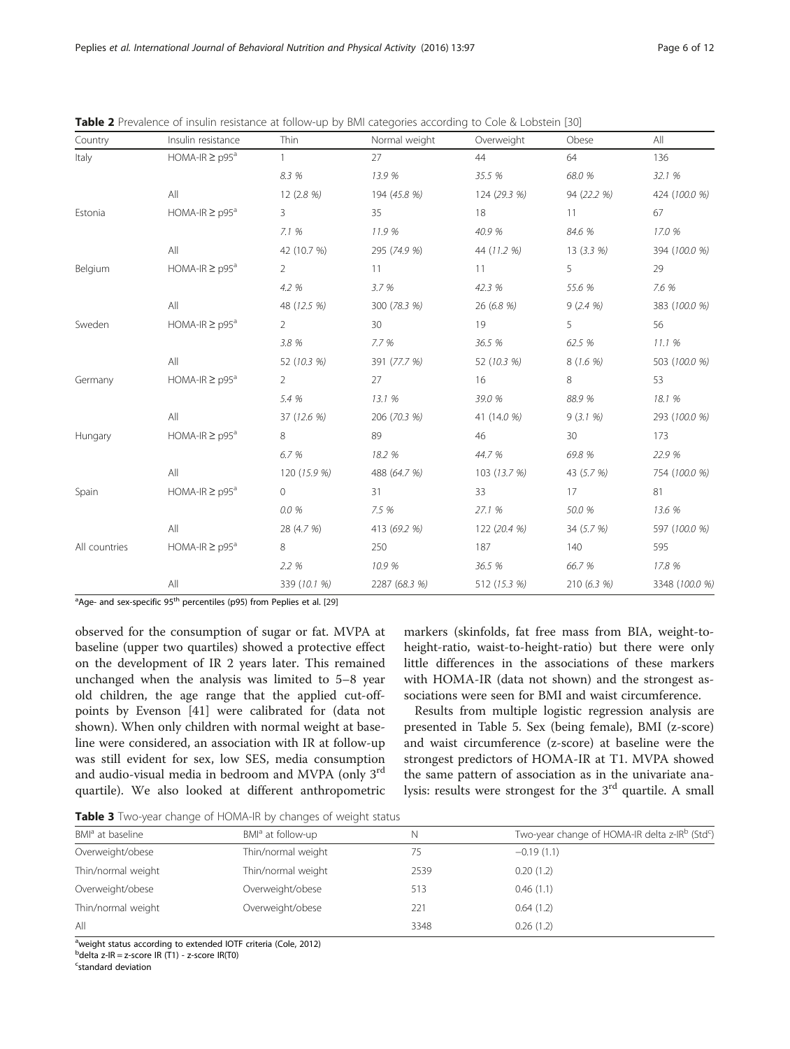**Table 2** Prevalence of insulin resistance at follow-up by BMI categories according to Cole & Lobstein [30]

| Country | Insulin resistance | Thin | Normal weight | Overweight | Obese | All |
|---|---|---|---|---|---|---|
| Italy | HOMA-IR ≥ p95[a] | 1 | 27 | 44 | 64 | 136 |
| | | *8.3 %* | *13.9 %* | *35.5 %* | *68.0 %* | *32.1 %* |
| | All | 12 (*2.8 %*) | 194 (*45.8 %*) | 124 (*29.3 %*) | 94 (*22.2 %*) | 424 (*100.0 %*) |
| Estonia | HOMA-IR ≥ p95[a] | 3 | 35 | 18 | 11 | 67 |
| | | *7.1 %* | *11.9 %* | *40.9 %* | *84.6 %* | *17.0 %* |
| | All | 42 (*10.7 %*) | 295 (*74.9 %*) | 44 (*11.2 %*) | 13 (*3.3 %*) | 394 (*100.0 %*) |
| Belgium | HOMA-IR ≥ p95[a] | 2 | 11 | 11 | 5 | 29 |
| | | *4.2 %* | *3.7 %* | *42.3 %* | *55.6 %* | *7.6 %* |
| | All | 48 (*12.5 %*) | 300 (*78.3 %*) | 26 (*6.8 %*) | 9 (*2.4 %*) | 383 (*100.0 %*) |
| Sweden | HOMA-IR ≥ p95[a] | 2 | 30 | 19 | 5 | 56 |
| | | *3.8 %* | *7.7 %* | *36.5 %* | *62.5 %* | *11.1 %* |
| | All | 52 (*10.3 %*) | 391 (*77.7 %*) | 52 (*10.3 %*) | 8 (*1.6 %*) | 503 (*100.0 %*) |
| Germany | HOMA-IR ≥ p95[a] | 2 | 27 | 16 | 8 | 53 |
| | | *5.4 %* | *13.1 %* | *39.0 %* | *88.9 %* | *18.1 %* |
| | All | 37 (*12.6 %*) | 206 (*70.3 %*) | 41 (*14.0 %*) | 9 (*3.1 %*) | 293 (*100.0 %*) |
| Hungary | HOMA-IR ≥ p95[a] | 8 | 89 | 46 | 30 | 173 |
| | | *6.7 %* | *18.2 %* | *44.7 %* | *69.8 %* | *22.9 %* |
| | All | 120 (*15.9 %*) | 488 (*64.7 %*) | 103 (*13.7 %*) | 43 (*5.7 %*) | 754 (*100.0 %*) |
| Spain | HOMA-IR ≥ p95[a] | 0 | 31 | 33 | 17 | 81 |
| | | *0.0 %* | *7.5 %* | *27.1 %* | *50.0 %* | *13.6 %* |
| | All | 28 (*4.7 %*) | 413 (*69.2 %*) | 122 (*20.4 %*) | 34 (*5.7 %*) | 597 (*100.0 %*) |
| All countries | HOMA-IR ≥ p95[a] | 8 | 250 | 187 | 140 | 595 |
| | | *2.2 %* | *10.9 %* | *36.5 %* | *66.7 %* | *17.8 %* |
| | All | 339 (*10.1 %*) | 2287 (*68.3 %*) | 512 (*15.3 %*) | 210 (*6.3 %*) | 3348 (*100.0 %*) |

[a]Age- and sex-specific 95th percentiles (p95) from Peplies et al. [29]

observed for the consumption of sugar or fat. MVPA at baseline (upper two quartiles) showed a protective effect on the development of IR 2 years later. This remained unchanged when the analysis was limited to 5–8 year old children, the age range that the applied cut-off-points by Evenson [41] were calibrated for (data not shown). When only children with normal weight at baseline were considered, an association with IR at follow-up was still evident for sex, low SES, media consumption and audio-visual media in bedroom and MVPA (only 3rd quartile). We also looked at different anthropometric markers (skinfolds, fat free mass from BIA, weight-to-height-ratio, waist-to-height-ratio) but there were only little differences in the associations of these markers with HOMA-IR (data not shown) and the strongest associations were seen for BMI and waist circumference.

Results from multiple logistic regression analysis are presented in Table 5. Sex (being female), BMI (z-score) and waist circumference (z-score) at baseline were the strongest predictors of HOMA-IR at T1. MVPA showed the same pattern of association as in the univariate analysis: results were strongest for the 3rd quartile. A small

**Table 3** Two-year change of HOMA-IR by changes of weight status

| BMI[a] at baseline | BMI[a] at follow-up | N | Two-year change of HOMA-IR delta z-IR[b] (Std[c]) |
|---|---|---|---|
| Overweight/obese | Thin/normal weight | 75 | −0.19 (1.1) |
| Thin/normal weight | Thin/normal weight | 2539 | 0.20 (1.2) |
| Overweight/obese | Overweight/obese | 513 | 0.46 (1.1) |
| Thin/normal weight | Overweight/obese | 221 | 0.64 (1.2) |
| All | | 3348 | 0.26 (1.2) |

[a]weight status according to extended IOTF criteria (Cole, 2012)
[b]delta z-IR = z-score IR (T1) - z-score IR(T0)
[c]standard deviation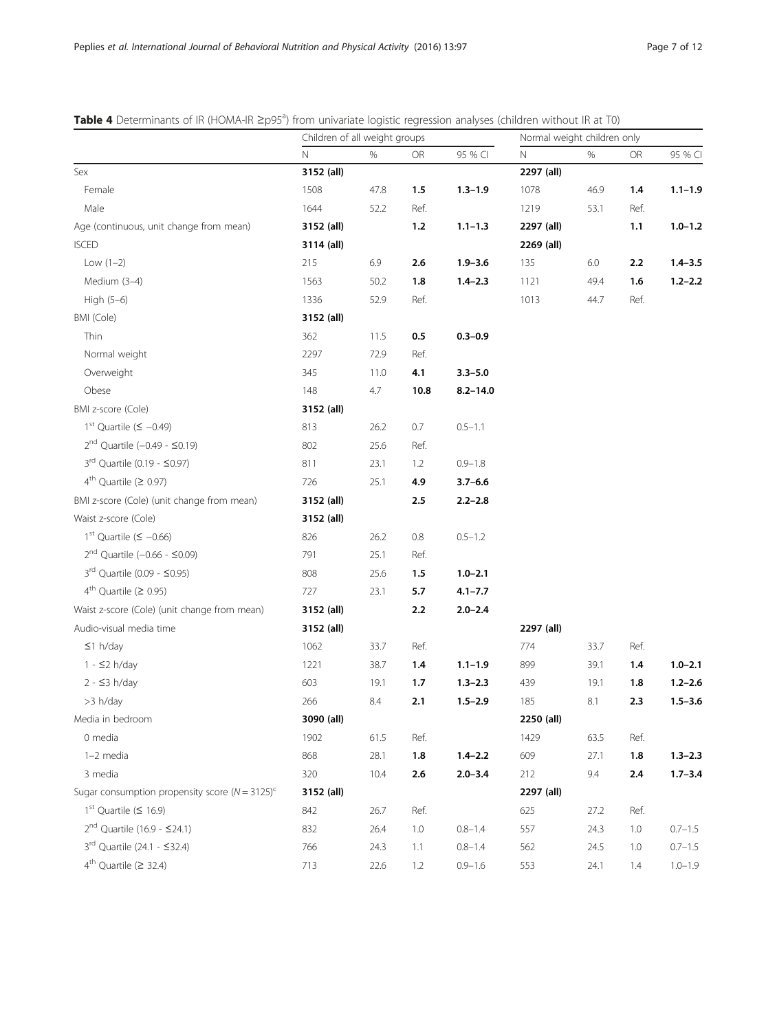**Table 4** Determinants of IR (HOMA-IR ≥p95[a]) from univariate logistic regression analyses (children without IR at T0)

| | Children of all weight groups | | | | Normal weight children only | | | |
|---|---|---|---|---|---|---|---|---|
| | N | % | OR | 95 % CI | N | % | OR | 95 % CI |
| Sex | **3152 (all)** | | | | **2297 (all)** | | | |
| Female | 1508 | 47.8 | **1.5** | **1.3–1.9** | 1078 | 46.9 | **1.4** | **1.1–1.9** |
| Male | 1644 | 52.2 | Ref. | | 1219 | 53.1 | Ref. | |
| Age (continuous, unit change from mean) | **3152 (all)** | | **1.2** | **1.1–1.3** | **2297 (all)** | | **1.1** | **1.0–1.2** |
| ISCED | **3114 (all)** | | | | **2269 (all)** | | | |
| Low (1–2) | 215 | 6.9 | **2.6** | **1.9–3.6** | 135 | 6.0 | **2.2** | **1.4–3.5** |
| Medium (3–4) | 1563 | 50.2 | **1.8** | **1.4–2.3** | 1121 | 49.4 | **1.6** | **1.2–2.2** |
| High (5–6) | 1336 | 52.9 | Ref. | | 1013 | 44.7 | Ref. | |
| BMI (Cole) | **3152 (all)** | | | | | | | |
| Thin | 362 | 11.5 | **0.5** | **0.3–0.9** | | | | |
| Normal weight | 2297 | 72.9 | Ref. | | | | | |
| Overweight | 345 | 11.0 | **4.1** | **3.3–5.0** | | | | |
| Obese | 148 | 4.7 | **10.8** | **8.2–14.0** | | | | |
| BMI z-score (Cole) | **3152 (all)** | | | | | | | |
| 1st Quartile (≤ −0.49) | 813 | 26.2 | 0.7 | 0.5–1.1 | | | | |
| 2nd Quartile (−0.49 - ≤0.19) | 802 | 25.6 | Ref. | | | | | |
| 3rd Quartile (0.19 - ≤0.97) | 811 | 23.1 | 1.2 | 0.9–1.8 | | | | |
| 4th Quartile (≥ 0.97) | 726 | 25.1 | **4.9** | **3.7–6.6** | | | | |
| BMI z-score (Cole) (unit change from mean) | **3152 (all)** | | **2.5** | **2.2–2.8** | | | | |
| Waist z-score (Cole) | **3152 (all)** | | | | | | | |
| 1st Quartile (≤ −0.66) | 826 | 26.2 | 0.8 | 0.5–1.2 | | | | |
| 2nd Quartile (−0.66 - ≤0.09) | 791 | 25.1 | Ref. | | | | | |
| 3rd Quartile (0.09 - ≤0.95) | 808 | 25.6 | **1.5** | **1.0–2.1** | | | | |
| 4th Quartile (≥ 0.95) | 727 | 23.1 | **5.7** | **4.1–7.7** | | | | |
| Waist z-score (Cole) (unit change from mean) | **3152 (all)** | | **2.2** | **2.0–2.4** | | | | |
| Audio-visual media time | **3152 (all)** | | | | **2297 (all)** | | | |
| ≤1 h/day | 1062 | 33.7 | Ref. | | 774 | 33.7 | Ref. | |
| 1 - ≤2 h/day | 1221 | 38.7 | **1.4** | **1.1–1.9** | 899 | 39.1 | **1.4** | **1.0–2.1** |
| 2 - ≤3 h/day | 603 | 19.1 | **1.7** | **1.3–2.3** | 439 | 19.1 | **1.8** | **1.2–2.6** |
| >3 h/day | 266 | 8.4 | **2.1** | **1.5–2.9** | 185 | 8.1 | **2.3** | **1.5–3.6** |
| Media in bedroom | **3090 (all)** | | | | **2250 (all)** | | | |
| 0 media | 1902 | 61.5 | Ref. | | 1429 | 63.5 | Ref. | |
| 1–2 media | 868 | 28.1 | **1.8** | **1.4–2.2** | 609 | 27.1 | **1.8** | **1.3–2.3** |
| 3 media | 320 | 10.4 | **2.6** | **2.0–3.4** | 212 | 9.4 | **2.4** | **1.7–3.4** |
| Sugar consumption propensity score ($N = 3125$)[c] | **3152 (all)** | | | | **2297 (all)** | | | |
| 1st Quartile (≤ 16.9) | 842 | 26.7 | Ref. | | 625 | 27.2 | Ref. | |
| 2nd Quartile (16.9 - ≤24.1) | 832 | 26.4 | 1.0 | 0.8–1.4 | 557 | 24.3 | 1.0 | 0.7–1.5 |
| 3rd Quartile (24.1 - ≤32.4) | 766 | 24.3 | 1.1 | 0.8–1.4 | 562 | 24.5 | 1.0 | 0.7–1.5 |
| 4th Quartile (≥ 32.4) | 713 | 22.6 | 1.2 | 0.9–1.6 | 553 | 24.1 | 1.4 | 1.0–1.9 |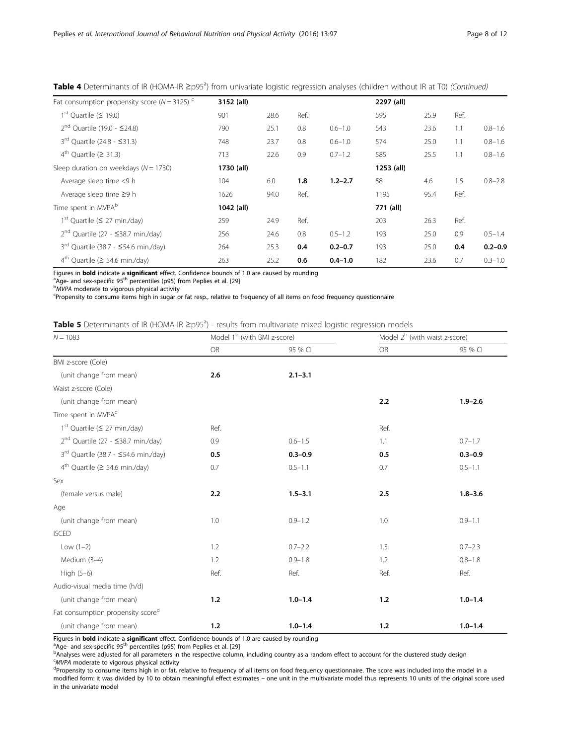**Table 4** Determinants of IR (HOMA-IR ≥p95[a]) from univariate logistic regression analyses (children without IR at T0) *(Continued)*

| | | | | | | | | |
|---|---|---|---|---|---|---|---|---|
| Fat consumption propensity score (*N* = 3125) [c] | **3152 (all)** | | | | **2297 (all)** | | | |
| 1[st] Quartile (≤ 19.0) | 901 | 28.6 | Ref. | | 595 | 25.9 | Ref. | |
| 2[nd] Quartile (19.0 - ≤24.8) | 790 | 25.1 | 0.8 | 0.6–1.0 | 543 | 23.6 | 1.1 | 0.8–1.6 |
| 3[rd] Quartile (24.8 - ≤31.3) | 748 | 23.7 | 0.8 | 0.6–1.0 | 574 | 25.0 | 1.1 | 0.8–1.6 |
| 4[th] Quartile (≥ 31.3) | 713 | 22.6 | 0.9 | 0.7–1.2 | 585 | 25.5 | 1.1 | 0.8–1.6 |
| Sleep duration on weekdays (*N* = 1730) | **1730 (all)** | | | | **1253 (all)** | | | |
| Average sleep time <9 h | 104 | 6.0 | **1.8** | **1.2–2.7** | 58 | 4.6 | 1.5 | 0.8–2.8 |
| Average sleep time ≥9 h | 1626 | 94.0 | Ref. | | 1195 | 95.4 | Ref. | |
| Time spent in MVPA[b] | **1042 (all)** | | | | **771 (all)** | | | |
| 1[st] Quartile (≤ 27 min./day) | 259 | 24.9 | Ref. | | 203 | 26.3 | Ref. | |
| 2[nd] Quartile (27 - ≤38.7 min./day) | 256 | 24.6 | 0.8 | 0.5–1.2 | 193 | 25.0 | 0.9 | 0.5–1.4 |
| 3[rd] Quartile (38.7 - ≤54.6 min./day) | 264 | 25.3 | **0.4** | **0.2–0.7** | 193 | 25.0 | **0.4** | **0.2–0.9** |
| 4[th] Quartile (≥ 54.6 min./day) | 263 | 25.2 | **0.6** | **0.4–1.0** | 182 | 23.6 | 0.7 | 0.3–1.0 |

Figures in **bold** indicate a **significant** effect. Confidence bounds of 1.0 are caused by rounding
[a]Age- and sex-specific 95[th] percentiles (p95) from Peplies et al. [29]
[b]*MVPA* moderate to vigorous physical activity
[c]Propensity to consume items high in sugar or fat resp., relative to frequency of all items on food frequency questionnaire

**Table 5** Determinants of IR (HOMA-IR ≥p95[a]) - results from multivariate mixed logistic regression models

| *N* = 1083 | Model 1[b] (with BMI z-score) | | Model 2[b] (with waist z-score) | |
|---|---|---|---|---|
| | OR | 95 % CI | OR | 95 % CI |
| BMI z-score (Cole) | | | | |
| (unit change from mean) | **2.6** | **2.1–3.1** | | |
| Waist z-score (Cole) | | | | |
| (unit change from mean) | | | **2.2** | **1.9–2.6** |
| Time spent in MVPA[c] | | | | |
| 1[st] Quartile (≤ 27 min./day) | Ref. | | Ref. | |
| 2[nd] Quartile (27 - ≤38.7 min./day) | 0.9 | 0.6–1.5 | 1.1 | 0.7–1.7 |
| 3[rd] Quartile (38.7 - ≤54.6 min./day) | **0.5** | **0.3–0.9** | **0.5** | **0.3–0.9** |
| 4[th] Quartile (≥ 54.6 min./day) | 0.7 | 0.5–1.1 | 0.7 | 0.5–1.1 |
| Sex | | | | |
| (female versus male) | **2.2** | **1.5–3.1** | **2.5** | **1.8–3.6** |
| Age | | | | |
| (unit change from mean) | 1.0 | 0.9–1.2 | 1.0 | 0.9–1.1 |
| ISCED | | | | |
| Low (1–2) | 1.2 | 0.7–2.2 | 1.3 | 0.7–2.3 |
| Medium (3–4) | 1.2 | 0.9–1.8 | 1.2 | 0.8–1.8 |
| High (5–6) | Ref. | Ref. | Ref. | Ref. |
| Audio-visual media time (h/d) | | | | |
| (unit change from mean) | **1.2** | **1.0–1.4** | **1.2** | **1.0–1.4** |
| Fat consumption propensity score[d] | | | | |
| (unit change from mean) | **1.2** | **1.0–1.4** | **1.2** | **1.0–1.4** |

Figures in **bold** indicate a **significant** effect. Confidence bounds of 1.0 are caused by rounding
[a]Age- and sex-specific 95[th] percentiles (p95) from Peplies et al. [29]
[b]Analyses were adjusted for all parameters in the respective column, including country as a random effect to account for the clustered study design
[c]*MVPA* moderate to vigorous physical activity
[d]Propensity to consume items high in or fat, relative to frequency of all items on food frequency questionnaire. The score was included into the model in a modified form: it was divided by 10 to obtain meaningful effect estimates – one unit in the multivariate model thus represents 10 units of the original score used in the univariate model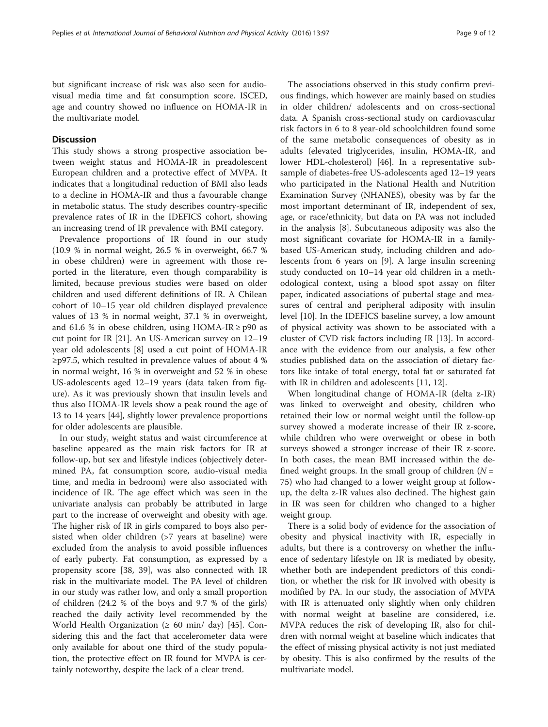but significant increase of risk was also seen for audio-visual media time and fat consumption score. ISCED, age and country showed no influence on HOMA-IR in the multivariate model.

## Discussion

This study shows a strong prospective association between weight status and HOMA-IR in preadolescent European children and a protective effect of MVPA. It indicates that a longitudinal reduction of BMI also leads to a decline in HOMA-IR and thus a favourable change in metabolic status. The study describes country-specific prevalence rates of IR in the IDEFICS cohort, showing an increasing trend of IR prevalence with BMI category.

Prevalence proportions of IR found in our study (10.9 % in normal weight, 26.5 % in overweight, 66.7 % in obese children) were in agreement with those reported in the literature, even though comparability is limited, because previous studies were based on older children and used different definitions of IR. A Chilean cohort of 10–15 year old children displayed prevalence values of 13 % in normal weight, 37.1 % in overweight, and 61.6 % in obese children, using HOMA-IR ≥ p90 as cut point for IR [21]. An US-American survey on 12–19 year old adolescents [8] used a cut point of HOMA-IR ≥p97.5, which resulted in prevalence values of about 4 % in normal weight, 16 % in overweight and 52 % in obese US-adolescents aged 12–19 years (data taken from figure). As it was previously shown that insulin levels and thus also HOMA-IR levels show a peak round the age of 13 to 14 years [44], slightly lower prevalence proportions for older adolescents are plausible.

In our study, weight status and waist circumference at baseline appeared as the main risk factors for IR at follow-up, but sex and lifestyle indices (objectively determined PA, fat consumption score, audio-visual media time, and media in bedroom) were also associated with incidence of IR. The age effect which was seen in the univariate analysis can probably be attributed in large part to the increase of overweight and obesity with age. The higher risk of IR in girls compared to boys also persisted when older children (>7 years at baseline) were excluded from the analysis to avoid possible influences of early puberty. Fat consumption, as expressed by a propensity score [38, 39], was also connected with IR risk in the multivariate model. The PA level of children in our study was rather low, and only a small proportion of children (24.2 % of the boys and 9.7 % of the girls) reached the daily activity level recommended by the World Health Organization (≥ 60 min/ day) [45]. Considering this and the fact that accelerometer data were only available for about one third of the study population, the protective effect on IR found for MVPA is certainly noteworthy, despite the lack of a clear trend.

The associations observed in this study confirm previous findings, which however are mainly based on studies in older children/ adolescents and on cross-sectional data. A Spanish cross-sectional study on cardiovascular risk factors in 6 to 8 year-old schoolchildren found some of the same metabolic consequences of obesity as in adults (elevated triglycerides, insulin, HOMA-IR, and lower HDL-cholesterol) [46]. In a representative subsample of diabetes-free US-adolescents aged 12–19 years who participated in the National Health and Nutrition Examination Survey (NHANES), obesity was by far the most important determinant of IR, independent of sex, age, or race/ethnicity, but data on PA was not included in the analysis [8]. Subcutaneous adiposity was also the most significant covariate for HOMA-IR in a family-based US-American study, including children and adolescents from 6 years on [9]. A large insulin screening study conducted on 10–14 year old children in a methodological context, using a blood spot assay on filter paper, indicated associations of pubertal stage and measures of central and peripheral adiposity with insulin level [10]. In the IDEFICS baseline survey, a low amount of physical activity was shown to be associated with a cluster of CVD risk factors including IR [13]. In accordance with the evidence from our analysis, a few other studies published data on the association of dietary factors like intake of total energy, total fat or saturated fat with IR in children and adolescents [11, 12].

When longitudinal change of HOMA-IR (delta z-IR) was linked to overweight and obesity, children who retained their low or normal weight until the follow-up survey showed a moderate increase of their IR z-score, while children who were overweight or obese in both surveys showed a stronger increase of their IR z-score. In both cases, the mean BMI increased within the defined weight groups. In the small group of children ($N = 75$) who had changed to a lower weight group at follow-up, the delta z-IR values also declined. The highest gain in IR was seen for children who changed to a higher weight group.

There is a solid body of evidence for the association of obesity and physical inactivity with IR, especially in adults, but there is a controversy on whether the influence of sedentary lifestyle on IR is mediated by obesity, whether both are independent predictors of this condition, or whether the risk for IR involved with obesity is modified by PA. In our study, the association of MVPA with IR is attenuated only slightly when only children with normal weight at baseline are considered, i.e. MVPA reduces the risk of developing IR, also for children with normal weight at baseline which indicates that the effect of missing physical activity is not just mediated by obesity. This is also confirmed by the results of the multivariate model.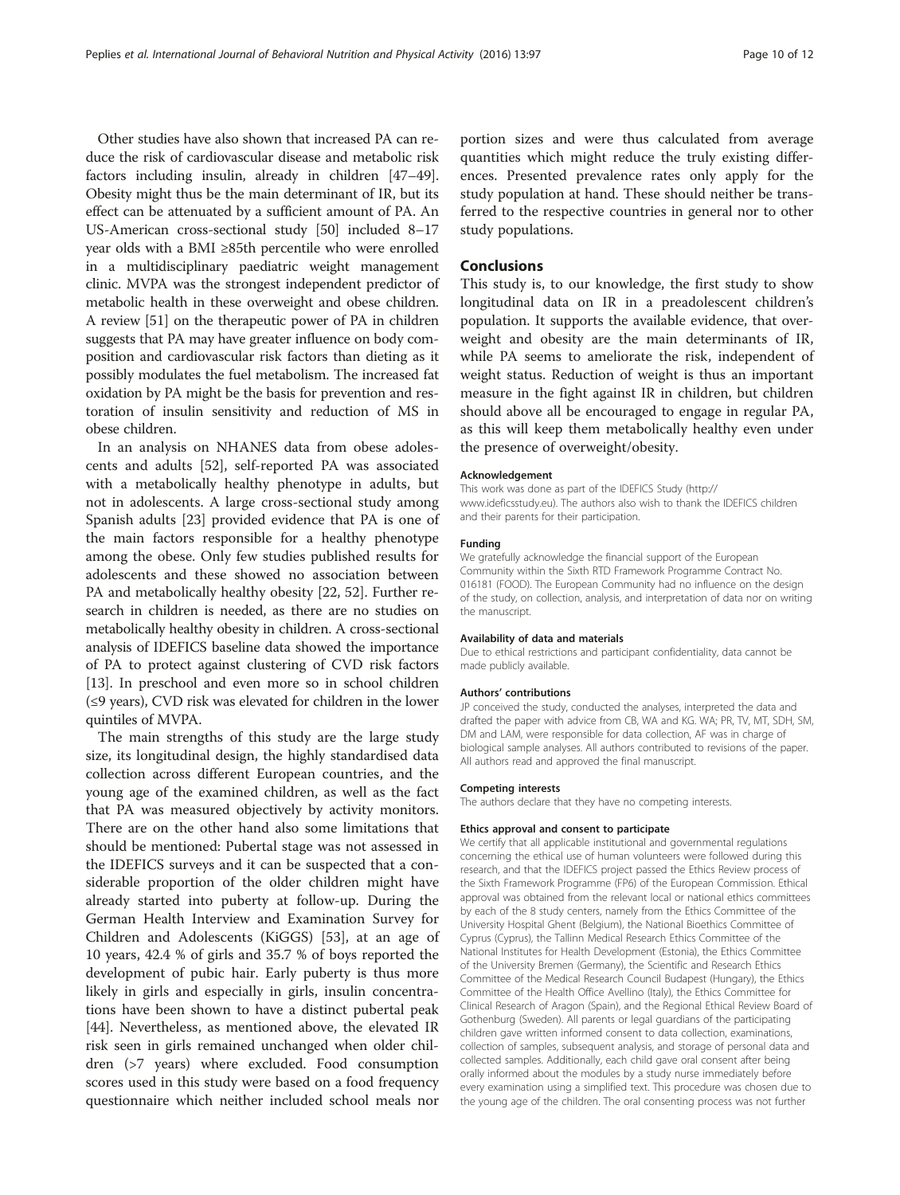Other studies have also shown that increased PA can reduce the risk of cardiovascular disease and metabolic risk factors including insulin, already in children [47–49]. Obesity might thus be the main determinant of IR, but its effect can be attenuated by a sufficient amount of PA. An US-American cross-sectional study [50] included 8–17 year olds with a BMI ≥85th percentile who were enrolled in a multidisciplinary paediatric weight management clinic. MVPA was the strongest independent predictor of metabolic health in these overweight and obese children. A review [51] on the therapeutic power of PA in children suggests that PA may have greater influence on body composition and cardiovascular risk factors than dieting as it possibly modulates the fuel metabolism. The increased fat oxidation by PA might be the basis for prevention and restoration of insulin sensitivity and reduction of MS in obese children.

In an analysis on NHANES data from obese adolescents and adults [52], self-reported PA was associated with a metabolically healthy phenotype in adults, but not in adolescents. A large cross-sectional study among Spanish adults [23] provided evidence that PA is one of the main factors responsible for a healthy phenotype among the obese. Only few studies published results for adolescents and these showed no association between PA and metabolically healthy obesity [22, 52]. Further research in children is needed, as there are no studies on metabolically healthy obesity in children. A cross-sectional analysis of IDEFICS baseline data showed the importance of PA to protect against clustering of CVD risk factors [13]. In preschool and even more so in school children (≤9 years), CVD risk was elevated for children in the lower quintiles of MVPA.

The main strengths of this study are the large study size, its longitudinal design, the highly standardised data collection across different European countries, and the young age of the examined children, as well as the fact that PA was measured objectively by activity monitors. There are on the other hand also some limitations that should be mentioned: Pubertal stage was not assessed in the IDEFICS surveys and it can be suspected that a considerable proportion of the older children might have already started into puberty at follow-up. During the German Health Interview and Examination Survey for Children and Adolescents (KiGGS) [53], at an age of 10 years, 42.4 % of girls and 35.7 % of boys reported the development of pubic hair. Early puberty is thus more likely in girls and especially in girls, insulin concentrations have been shown to have a distinct pubertal peak [44]. Nevertheless, as mentioned above, the elevated IR risk seen in girls remained unchanged when older children (>7 years) where excluded. Food consumption scores used in this study were based on a food frequency questionnaire which neither included school meals nor portion sizes and were thus calculated from average quantities which might reduce the truly existing differences. Presented prevalence rates only apply for the study population at hand. These should neither be transferred to the respective countries in general nor to other study populations.

## Conclusions

This study is, to our knowledge, the first study to show longitudinal data on IR in a preadolescent children's population. It supports the available evidence, that overweight and obesity are the main determinants of IR, while PA seems to ameliorate the risk, independent of weight status. Reduction of weight is thus an important measure in the fight against IR in children, but children should above all be encouraged to engage in regular PA, as this will keep them metabolically healthy even under the presence of overweight/obesity.

#### Acknowledgement

This work was done as part of the IDEFICS Study (http://www.ideficsstudy.eu). The authors also wish to thank the IDEFICS children and their parents for their participation.

#### Funding

We gratefully acknowledge the financial support of the European Community within the Sixth RTD Framework Programme Contract No. 016181 (FOOD). The European Community had no influence on the design of the study, on collection, analysis, and interpretation of data nor on writing the manuscript.

#### Availability of data and materials

Due to ethical restrictions and participant confidentiality, data cannot be made publicly available.

#### Authors' contributions

JP conceived the study, conducted the analyses, interpreted the data and drafted the paper with advice from CB, WA and KG. WA; PR, TV, MT, SDH, SM, DM and LAM, were responsible for data collection, AF was in charge of biological sample analyses. All authors contributed to revisions of the paper. All authors read and approved the final manuscript.

#### Competing interests

The authors declare that they have no competing interests.

#### Ethics approval and consent to participate

We certify that all applicable institutional and governmental regulations concerning the ethical use of human volunteers were followed during this research, and that the IDEFICS project passed the Ethics Review process of the Sixth Framework Programme (FP6) of the European Commission. Ethical approval was obtained from the relevant local or national ethics committees by each of the 8 study centers, namely from the Ethics Committee of the University Hospital Ghent (Belgium), the National Bioethics Committee of Cyprus (Cyprus), the Tallinn Medical Research Ethics Committee of the National Institutes for Health Development (Estonia), the Ethics Committee of the University Bremen (Germany), the Scientific and Research Ethics Committee of the Medical Research Council Budapest (Hungary), the Ethics Committee of the Health Office Avellino (Italy), the Ethics Committee for Clinical Research of Aragon (Spain), and the Regional Ethical Review Board of Gothenburg (Sweden). All parents or legal guardians of the participating children gave written informed consent to data collection, examinations, collection of samples, subsequent analysis, and storage of personal data and collected samples. Additionally, each child gave oral consent after being orally informed about the modules by a study nurse immediately before every examination using a simplified text. This procedure was chosen due to the young age of the children. The oral consenting process was not further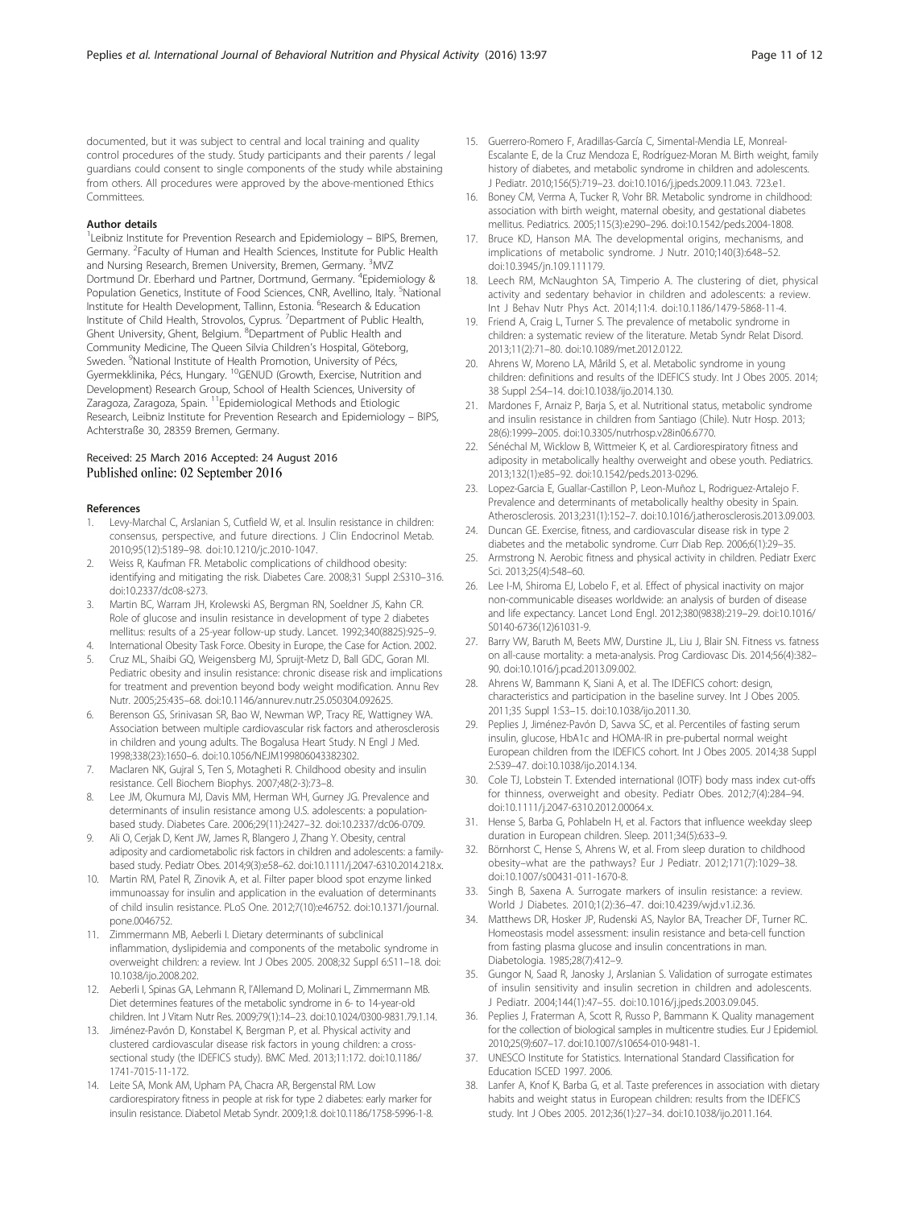documented, but it was subject to central and local training and quality control procedures of the study. Study participants and their parents / legal guardians could consent to single components of the study while abstaining from others. All procedures were approved by the above-mentioned Ethics Committees.

#### Author details

[1]Leibniz Institute for Prevention Research and Epidemiology – BIPS, Bremen, Germany. [2]Faculty of Human and Health Sciences, Institute for Public Health and Nursing Research, Bremen University, Bremen, Germany. [3]MVZ Dortmund Dr. Eberhard und Partner, Dortmund, Germany. [4]Epidemiology & Population Genetics, Institute of Food Sciences, CNR, Avellino, Italy. [5]National Institute for Health Development, Tallinn, Estonia. [6]Research & Education Institute of Child Health, Strovolos, Cyprus. [7]Department of Public Health, Ghent University, Ghent, Belgium. [8]Department of Public Health and Community Medicine, The Queen Silvia Children's Hospital, Göteborg, Sweden. [9]National Institute of Health Promotion, University of Pécs, Gyermekklinika, Pécs, Hungary. [10]GENUD (Growth, Exercise, Nutrition and Development) Research Group, School of Health Sciences, University of Zaragoza, Zaragoza, Spain. [11]Epidemiological Methods and Etiologic Research, Leibniz Institute for Prevention Research and Epidemiology – BIPS, Achterstraße 30, 28359 Bremen, Germany.

Received: 25 March 2016 Accepted: 24 August 2016
Published online: 02 September 2016

#### References

1. Levy-Marchal C, Arslanian S, Cutfield W, et al. Insulin resistance in children: consensus, perspective, and future directions. J Clin Endocrinol Metab. 2010;95(12):5189–98. doi:10.1210/jc.2010-1047.
2. Weiss R, Kaufman FR. Metabolic complications of childhood obesity: identifying and mitigating the risk. Diabetes Care. 2008;31 Suppl 2:S310–316. doi:10.2337/dc08-s273.
3. Martin BC, Warram JH, Krolewski AS, Bergman RN, Soeldner JS, Kahn CR. Role of glucose and insulin resistance in development of type 2 diabetes mellitus: results of a 25-year follow-up study. Lancet. 1992;340(8825):925–9.
4. International Obesity Task Force. Obesity in Europe, the Case for Action. 2002.
5. Cruz ML, Shaibi GQ, Weigensberg MJ, Spruijt-Metz D, Ball GDC, Goran MI. Pediatric obesity and insulin resistance: chronic disease risk and implications for treatment and prevention beyond body weight modification. Annu Rev Nutr. 2005;25:435–68. doi:10.1146/annurev.nutr.25.050304.092625.
6. Berenson GS, Srinivasan SR, Bao W, Newman WP, Tracy RE, Wattigney WA. Association between multiple cardiovascular risk factors and atherosclerosis in children and young adults. The Bogalusa Heart Study. N Engl J Med. 1998;338(23):1650–6. doi:10.1056/NEJM199806043382302.
7. Maclaren NK, Gujral S, Ten S, Motagheti R. Childhood obesity and insulin resistance. Cell Biochem Biophys. 2007;48(2-3):73–8.
8. Lee JM, Okumura MJ, Davis MM, Herman WH, Gurney JG. Prevalence and determinants of insulin resistance among U.S. adolescents: a population-based study. Diabetes Care. 2006;29(11):2427–32. doi:10.2337/dc06-0709.
9. Ali O, Cerjak D, Kent JW, James R, Blangero J, Zhang Y. Obesity, central adiposity and cardiometabolic risk factors in children and adolescents: a family-based study. Pediatr Obes. 2014;9(3):e58–62. doi:10.1111/j.2047-6310.2014.218.x.
10. Martin RM, Patel R, Zinovik A, et al. Filter paper blood spot enzyme linked immunoassay for insulin and application in the evaluation of determinants of child insulin resistance. PLoS One. 2012;7(10):e46752. doi:10.1371/journal.pone.0046752.
11. Zimmermann MB, Aeberli I. Dietary determinants of subclinical inflammation, dyslipidemia and components of the metabolic syndrome in overweight children: a review. Int J Obes 2005. 2008;32 Suppl 6:S11–18. doi:10.1038/ijo.2008.202.
12. Aeberli I, Spinas GA, Lehmann R, l'Allemand D, Molinari L, Zimmermann MB. Diet determines features of the metabolic syndrome in 6- to 14-year-old children. Int J Vitam Nutr Res. 2009;79(1):14–23. doi:10.1024/0300-9831.79.1.14.
13. Jiménez-Pavón D, Konstabel K, Bergman P, et al. Physical activity and clustered cardiovascular disease risk factors in young children: a cross-sectional study (the IDEFICS study). BMC Med. 2013;11:172. doi:10.1186/1741-7015-11-172.
14. Leite SA, Monk AM, Upham PA, Chacra AR, Bergenstal RM. Low cardiorespiratory fitness in people at risk for type 2 diabetes: early marker for insulin resistance. Diabetol Metab Syndr. 2009;1:8. doi:10.1186/1758-5996-1-8.
15. Guerrero-Romero F, Aradillas-García C, Simental-Mendia LE, Monreal-Escalante E, de la Cruz Mendoza E, Rodríguez-Moran M. Birth weight, family history of diabetes, and metabolic syndrome in children and adolescents. J Pediatr. 2010;156(5):719–23. doi:10.1016/j.jpeds.2009.11.043. 723.e1.
16. Boney CM, Verma A, Tucker R, Vohr BR. Metabolic syndrome in childhood: association with birth weight, maternal obesity, and gestational diabetes mellitus. Pediatrics. 2005;115(3):e290–296. doi:10.1542/peds.2004-1808.
17. Bruce KD, Hanson MA. The developmental origins, mechanisms, and implications of metabolic syndrome. J Nutr. 2010;140(3):648–52. doi:10.3945/jn.109.111179.
18. Leech RM, McNaughton SA, Timperio A. The clustering of diet, physical activity and sedentary behavior in children and adolescents: a review. Int J Behav Nutr Phys Act. 2014;11:4. doi:10.1186/1479-5868-11-4.
19. Friend A, Craig L, Turner S. The prevalence of metabolic syndrome in children: a systematic review of the literature. Metab Syndr Relat Disord. 2013;11(2):71–80. doi:10.1089/met.2012.0122.
20. Ahrens W, Moreno LA, Mårild S, et al. Metabolic syndrome in young children: definitions and results of the IDEFICS study. Int J Obes 2005. 2014; 38 Suppl 2:S4–14. doi:10.1038/ijo.2014.130.
21. Mardones F, Arnaiz P, Barja S, et al. Nutritional status, metabolic syndrome and insulin resistance in children from Santiago (Chile). Nutr Hosp. 2013; 28(6):1999–2005. doi:10.3305/nutrhosp.v28in06.6770.
22. Sénéchal M, Wicklow B, Wittmeier K, et al. Cardiorespiratory fitness and adiposity in metabolically healthy overweight and obese youth. Pediatrics. 2013;132(1):e85–92. doi:10.1542/peds.2013-0296.
23. Lopez-Garcia E, Guallar-Castillon P, Leon-Muñoz L, Rodriguez-Artalejo F. Prevalence and determinants of metabolically healthy obesity in Spain. Atherosclerosis. 2013;231(1):152–7. doi:10.1016/j.atherosclerosis.2013.09.003.
24. Duncan GE. Exercise, fitness, and cardiovascular disease risk in type 2 diabetes and the metabolic syndrome. Curr Diab Rep. 2006;6(1):29–35.
25. Armstrong N. Aerobic fitness and physical activity in children. Pediatr Exerc Sci. 2013;25(4):548–60.
26. Lee I-M, Shiroma EJ, Lobelo F, et al. Effect of physical inactivity on major non-communicable diseases worldwide: an analysis of burden of disease and life expectancy. Lancet Lond Engl. 2012;380(9838):219–29. doi:10.1016/S0140-6736(12)61031-9.
27. Barry VW, Baruth M, Beets MW, Durstine JL, Liu J, Blair SN. Fitness vs. fatness on all-cause mortality: a meta-analysis. Prog Cardiovasc Dis. 2014;56(4):382–90. doi:10.1016/j.pcad.2013.09.002.
28. Ahrens W, Bammann K, Siani A, et al. The IDEFICS cohort: design, characteristics and participation in the baseline survey. Int J Obes 2005. 2011;35 Suppl 1:S3–15. doi:10.1038/ijo.2011.30.
29. Peplies J, Jiménez-Pavón D, Savva SC, et al. Percentiles of fasting serum insulin, glucose, HbA1c and HOMA-IR in pre-pubertal normal weight European children from the IDEFICS cohort. Int J Obes 2005. 2014;38 Suppl 2:S39–47. doi:10.1038/ijo.2014.134.
30. Cole TJ, Lobstein T. Extended international (IOTF) body mass index cut-offs for thinness, overweight and obesity. Pediatr Obes. 2012;7(4):284–94. doi:10.1111/j.2047-6310.2012.00064.x.
31. Hense S, Barba G, Pohlabeln H, et al. Factors that influence weekday sleep duration in European children. Sleep. 2011;34(5):633–9.
32. Börnhorst C, Hense S, Ahrens W, et al. From sleep duration to childhood obesity–what are the pathways? Eur J Pediatr. 2012;171(7):1029–38. doi:10.1007/s00431-011-1670-8.
33. Singh B, Saxena A. Surrogate markers of insulin resistance: a review. World J Diabetes. 2010;1(2):36–47. doi:10.4239/wjd.v1.i2.36.
34. Matthews DR, Hosker JP, Rudenski AS, Naylor BA, Treacher DF, Turner RC. Homeostasis model assessment: insulin resistance and beta-cell function from fasting plasma glucose and insulin concentrations in man. Diabetologia. 1985;28(7):412–9.
35. Gungor N, Saad R, Janosky J, Arslanian S. Validation of surrogate estimates of insulin sensitivity and insulin secretion in children and adolescents. J Pediatr. 2004;144(1):47–55. doi:10.1016/j.jpeds.2003.09.045.
36. Peplies J, Fraterman A, Scott R, Russo P, Bammann K. Quality management for the collection of biological samples in multicentre studies. Eur J Epidemiol. 2010;25(9):607–17. doi:10.1007/s10654-010-9481-1.
37. UNESCO Institute for Statistics. International Standard Classification for Education ISCED 1997. 2006.
38. Lanfer A, Knof K, Barba G, et al. Taste preferences in association with dietary habits and weight status in European children: results from the IDEFICS study. Int J Obes 2005. 2012;36(1):27–34. doi:10.1038/ijo.2011.164.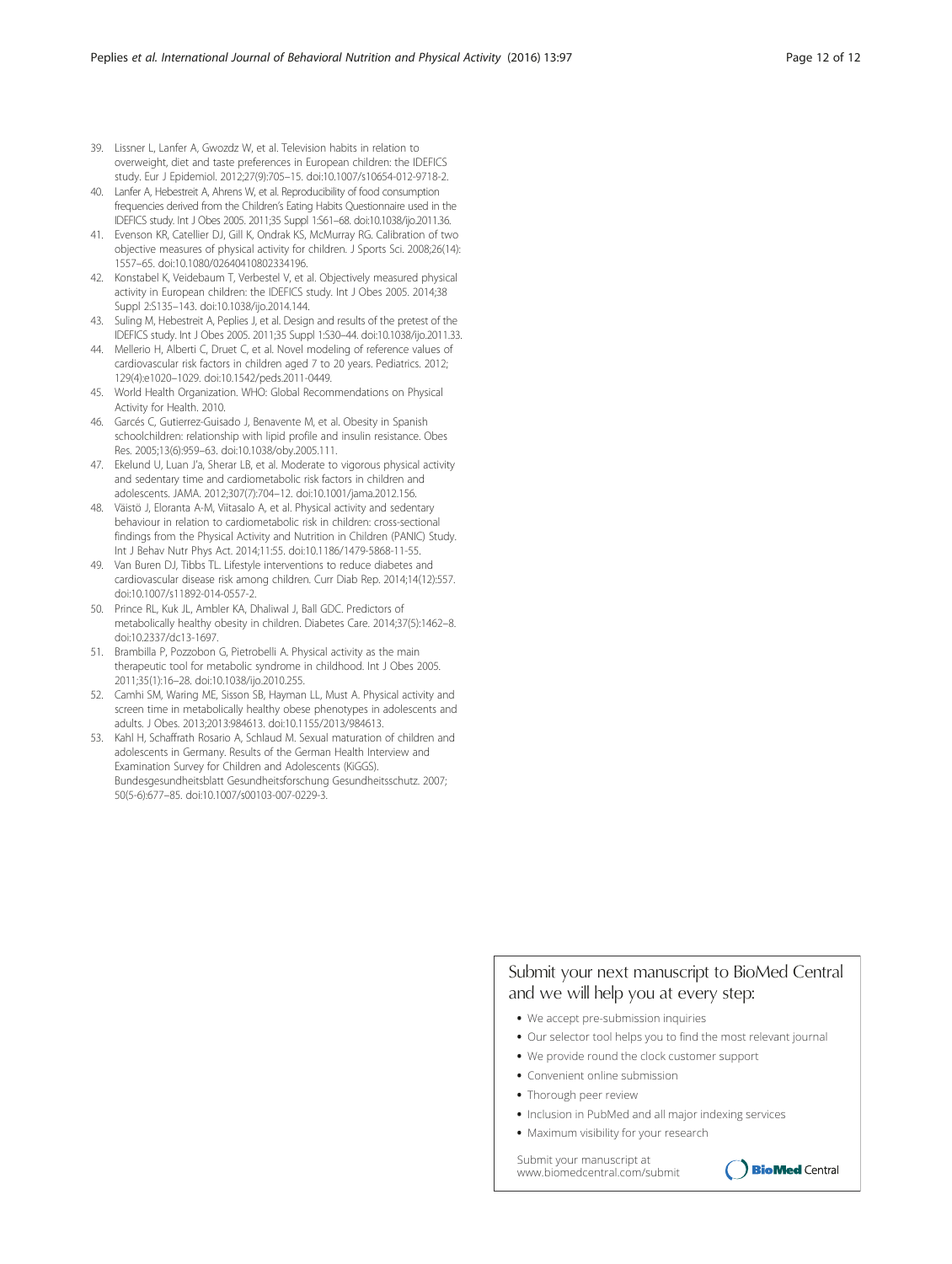39. Lissner L, Lanfer A, Gwozdz W, et al. Television habits in relation to overweight, diet and taste preferences in European children: the IDEFICS study. Eur J Epidemiol. 2012;27(9):705–15. doi:10.1007/s10654-012-9718-2.
40. Lanfer A, Hebestreit A, Ahrens W, et al. Reproducibility of food consumption frequencies derived from the Children's Eating Habits Questionnaire used in the IDEFICS study. Int J Obes 2005. 2011;35 Suppl 1:S61–68. doi:10.1038/ijo.2011.36.
41. Evenson KR, Catellier DJ, Gill K, Ondrak KS, McMurray RG. Calibration of two objective measures of physical activity for children. J Sports Sci. 2008;26(14): 1557–65. doi:10.1080/02640410802334196.
42. Konstabel K, Veidebaum T, Verbestel V, et al. Objectively measured physical activity in European children: the IDEFICS study. Int J Obes 2005. 2014;38 Suppl 2:S135–143. doi:10.1038/ijo.2014.144.
43. Suling M, Hebestreit A, Peplies J, et al. Design and results of the pretest of the IDEFICS study. Int J Obes 2005. 2011;35 Suppl 1:S30–44. doi:10.1038/ijo.2011.33.
44. Mellerio H, Alberti C, Druet C, et al. Novel modeling of reference values of cardiovascular risk factors in children aged 7 to 20 years. Pediatrics. 2012; 129(4):e1020–1029. doi:10.1542/peds.2011-0449.
45. World Health Organization. WHO: Global Recommendations on Physical Activity for Health. 2010.
46. Garcés C, Gutierrez-Guisado J, Benavente M, et al. Obesity in Spanish schoolchildren: relationship with lipid profile and insulin resistance. Obes Res. 2005;13(6):959–63. doi:10.1038/oby.2005.111.
47. Ekelund U, Luan J'a, Sherar LB, et al. Moderate to vigorous physical activity and sedentary time and cardiometabolic risk factors in children and adolescents. JAMA. 2012;307(7):704–12. doi:10.1001/jama.2012.156.
48. Väistö J, Eloranta A-M, Viitasalo A, et al. Physical activity and sedentary behaviour in relation to cardiometabolic risk in children: cross-sectional findings from the Physical Activity and Nutrition in Children (PANIC) Study. Int J Behav Nutr Phys Act. 2014;11:55. doi:10.1186/1479-5868-11-55.
49. Van Buren DJ, Tibbs TL. Lifestyle interventions to reduce diabetes and cardiovascular disease risk among children. Curr Diab Rep. 2014;14(12):557. doi:10.1007/s11892-014-0557-2.
50. Prince RL, Kuk JL, Ambler KA, Dhaliwal J, Ball GDC. Predictors of metabolically healthy obesity in children. Diabetes Care. 2014;37(5):1462–8. doi:10.2337/dc13-1697.
51. Brambilla P, Pozzobon G, Pietrobelli A. Physical activity as the main therapeutic tool for metabolic syndrome in childhood. Int J Obes 2005. 2011;35(1):16–28. doi:10.1038/ijo.2010.255.
52. Camhi SM, Waring ME, Sisson SB, Hayman LL, Must A. Physical activity and screen time in metabolically healthy obese phenotypes in adolescents and adults. J Obes. 2013;2013:984613. doi:10.1155/2013/984613.
53. Kahl H, Schaffrath Rosario A, Schlaud M. Sexual maturation of children and adolescents in Germany. Results of the German Health Interview and Examination Survey for Children and Adolescents (KiGGS). Bundesgesundheitsblatt Gesundheitsforschung Gesundheitsschutz. 2007; 50(5-6):677–85. doi:10.1007/s00103-007-0229-3.

Submit your next manuscript to BioMed Central and we will help you at every step:

- We accept pre-submission inquiries
- Our selector tool helps you to find the most relevant journal
- We provide round the clock customer support
- Convenient online submission
- Thorough peer review
- Inclusion in PubMed and all major indexing services
- Maximum visibility for your research

Submit your manuscript at
www.biomedcentral.com/submit

BioMed Central